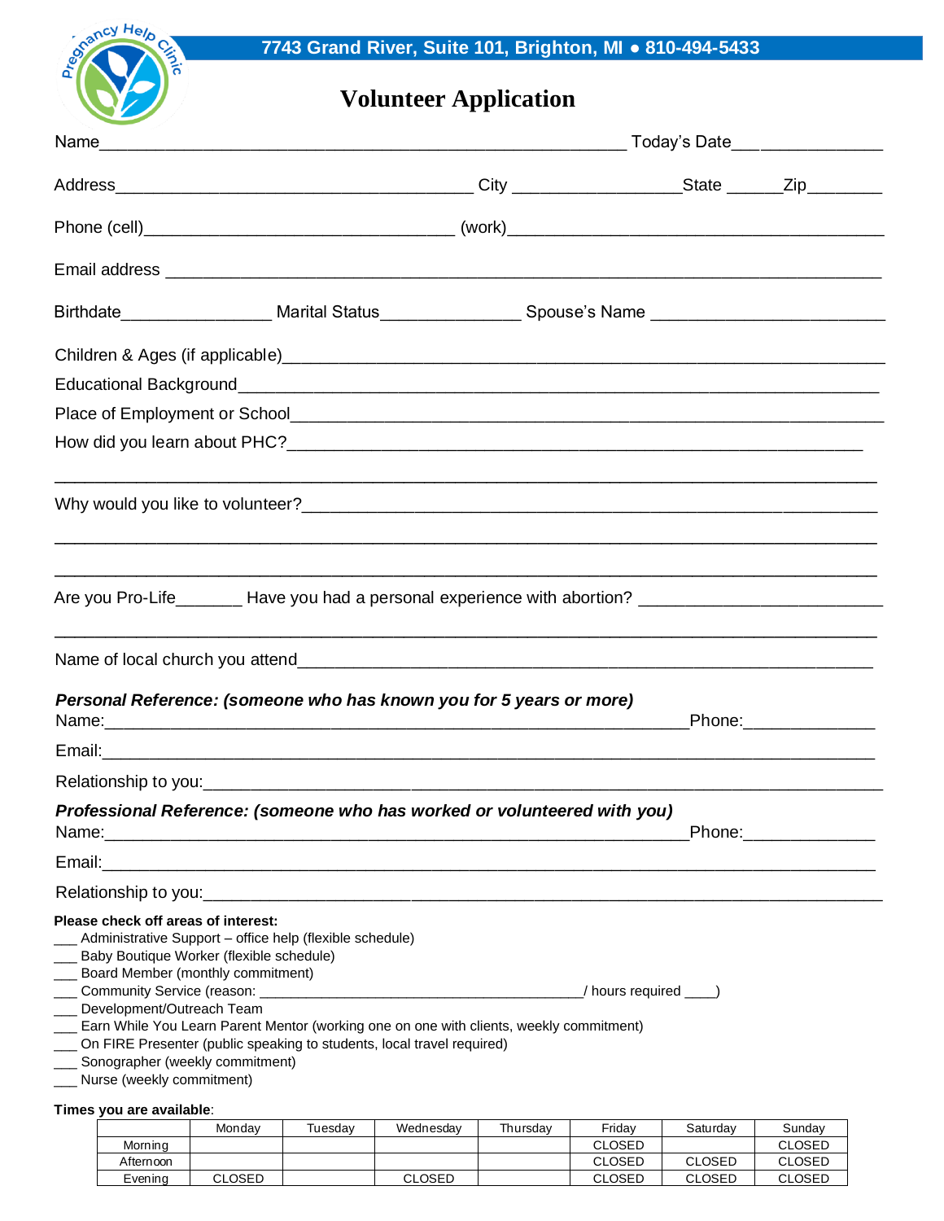7743 Grand River, Suite 101, Brighton, MI ● 810-494-5433

# Volunteer Application

Name______________________________________________________ Today's Date___ _____________

Address_____________________________________ City _________________State ______Zip________

Phone (cell)________________________________ (work)_______________________________________

Email address ___________________________________________________________________________

Birthdate_______________ Marital Status______________ Spouse's Name ________________________

Children & Ages (if applicable)____________________________________________________________

Educational Background_________________________________________________________________

Place of Employment or School_____________________________________________________________

How did you learn about PHC?____________________________________________________________

_________________________________________________________________________________

Why would you like to volunteer?__________________________________________________________

_________________________________________________________________________________

_________________________________________________________________________________

Are you Pro-Life_______ Have you had a personal experience with abortion? _______________________

_________________________________________________________________________________

Name of local church you attend___________________________________________________________

***Personal Reference: (someone who has known you for 5 years or more)***

Name:___________________________________________________________Phone:_____________

Email:_____________________________________________________________________________

Relationship to you:___________________________________________________________________

***Professional Reference: (someone who has worked or volunteered with you)***

Name:___________________________________________________________Phone:_____________

Email:_____________________________________________________________________________

Relationship to you:___________________________________________________________________

**Please check off areas of interest:**

___ Administrative Support – office help (flexible schedule)
___ Baby Boutique Worker (flexible schedule)
___ Board Member (monthly commitment)
___ Community Service (reason: _________________________________________/ hours required ____)
___ Development/Outreach Team
___ Earn While You Learn Parent Mentor (working one on one with clients, weekly commitment)
___ On FIRE Presenter (public speaking to students, local travel required)
___ Sonographer (weekly commitment)
___ Nurse (weekly commitment)

**Times you are available**:

| | Monday | Tuesday | Wednesday | Thursday | Friday | Saturday | Sunday |
|---|---|---|---|---|---|---|---|
| Morning | | | | | CLOSED | | CLOSED |
| Afternoon | | | | | CLOSED | CLOSED | CLOSED |
| Evening | CLOSED | | CLOSED | | CLOSED | CLOSED | CLOSED |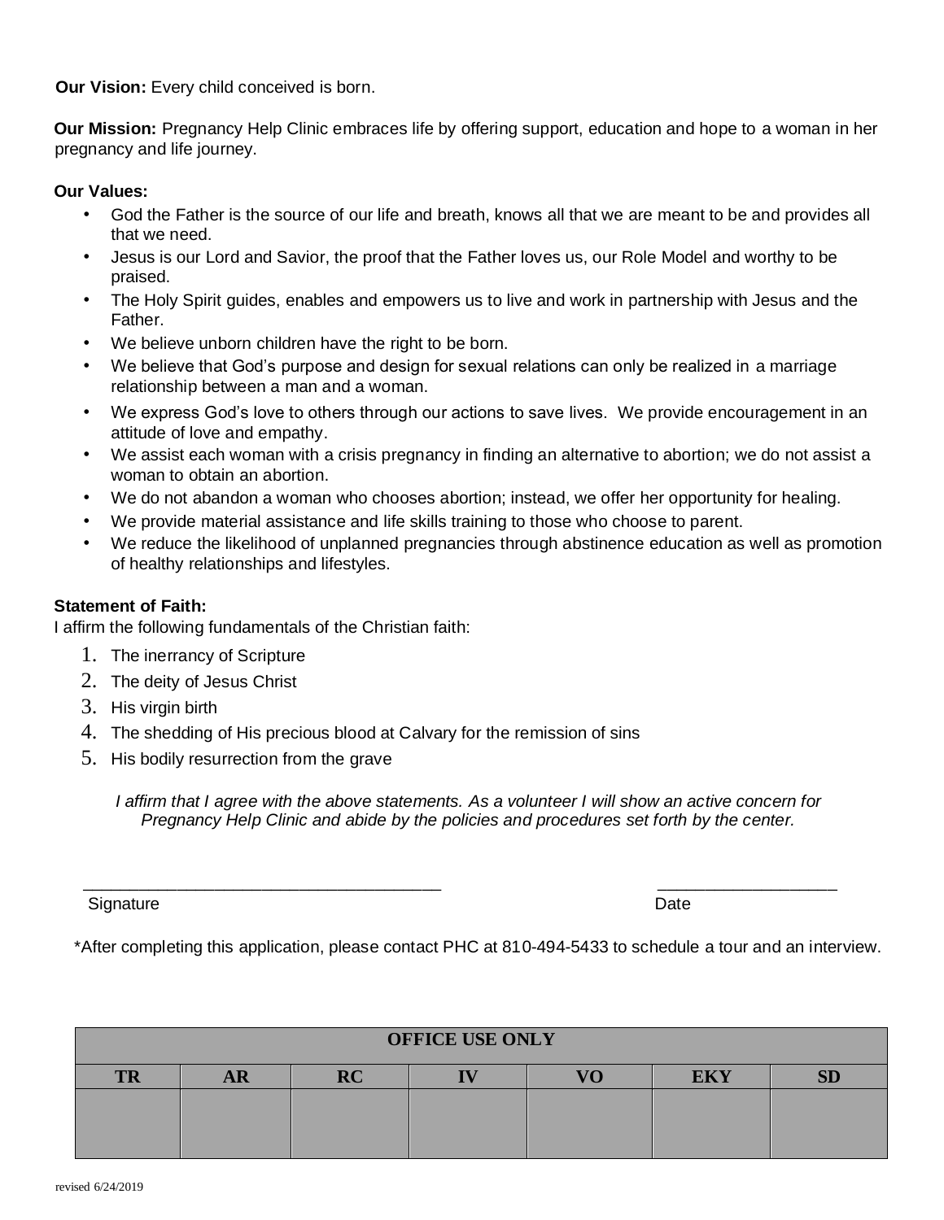**Our Vision:** Every child conceived is born.

**Our Mission:** Pregnancy Help Clinic embraces life by offering support, education and hope to a woman in her pregnancy and life journey.

**Our Values:**

- God the Father is the source of our life and breath, knows all that we are meant to be and provides all that we need.
- Jesus is our Lord and Savior, the proof that the Father loves us, our Role Model and worthy to be praised.
- The Holy Spirit guides, enables and empowers us to live and work in partnership with Jesus and the Father.
- We believe unborn children have the right to be born.
- We believe that God's purpose and design for sexual relations can only be realized in a marriage relationship between a man and a woman.
- We express God's love to others through our actions to save lives. We provide encouragement in an attitude of love and empathy.
- We assist each woman with a crisis pregnancy in finding an alternative to abortion; we do not assist a woman to obtain an abortion.
- We do not abandon a woman who chooses abortion; instead, we offer her opportunity for healing.
- We provide material assistance and life skills training to those who choose to parent.
- We reduce the likelihood of unplanned pregnancies through abstinence education as well as promotion of healthy relationships and lifestyles.

**Statement of Faith:**

I affirm the following fundamentals of the Christian faith:

1. The inerrancy of Scripture
2. The deity of Jesus Christ
3. His virgin birth
4. The shedding of His precious blood at Calvary for the remission of sins
5. His bodily resurrection from the grave

*I affirm that I agree with the above statements. As a volunteer I will show an active concern for Pregnancy Help Clinic and abide by the policies and procedures set forth by the center.*

______________________________________ Signature

___________________ Date

*After completing this application, please contact PHC at 810-494-5433 to schedule a tour and an interview.

| OFFICE USE ONLY | | | | | | |
|---|---|---|---|---|---|---|
| TR | AR | RC | IV | VO | EKY | SD |
| | | | | | | |

revised 6/24/2019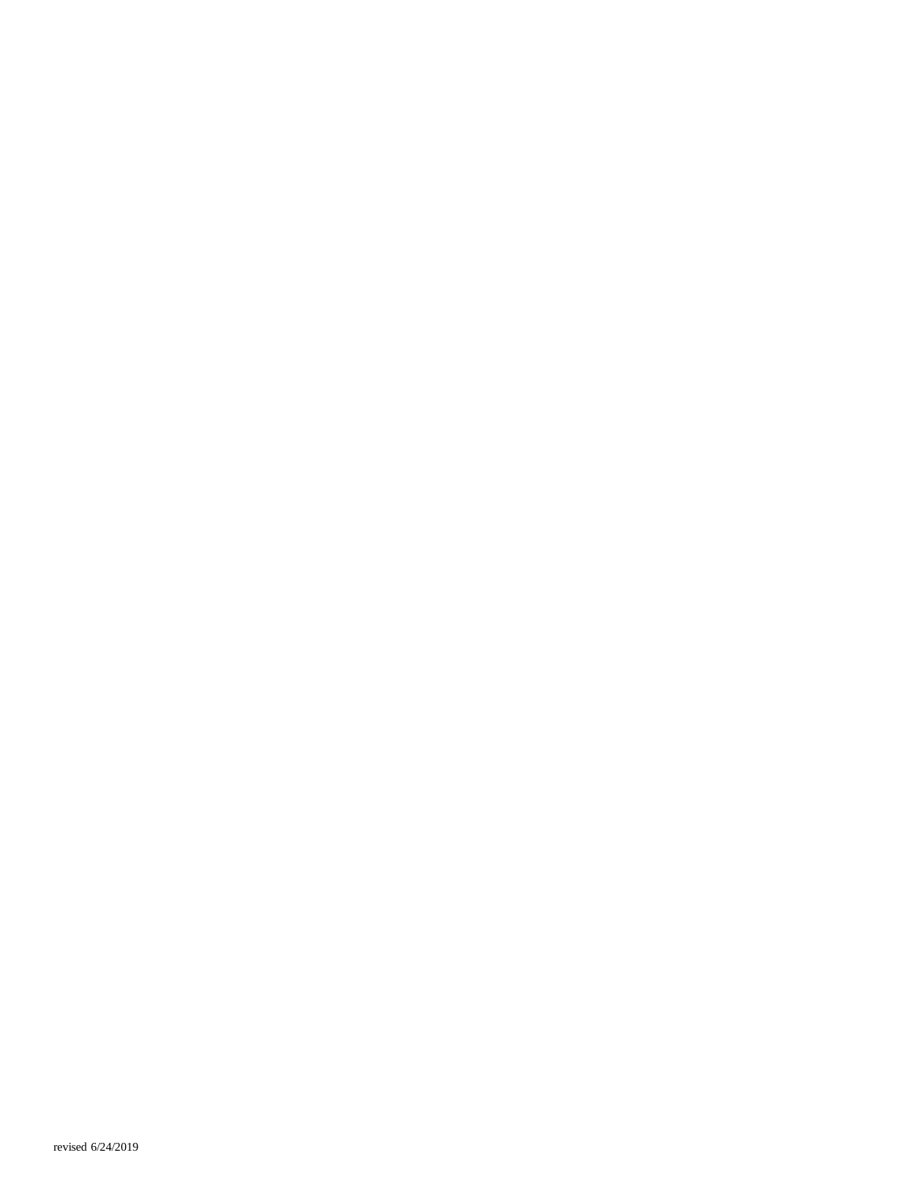revised 6/24/2019